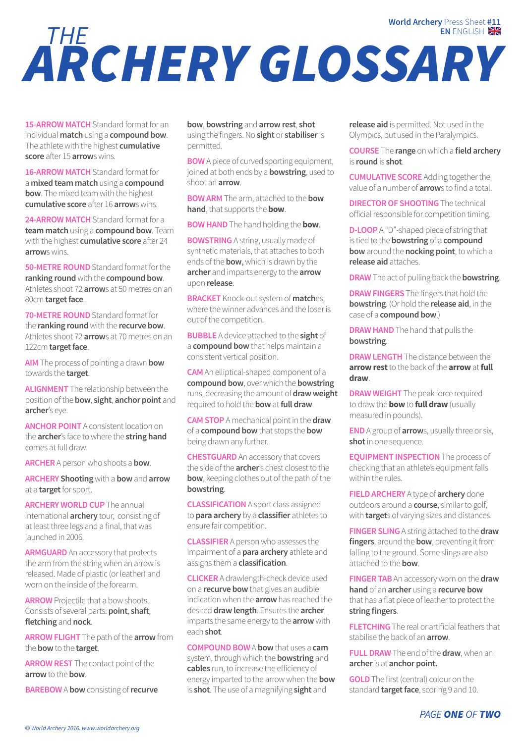World Archery Press Sheet **#11**
**EN** ENGLISH

# THE ARCHERY GLOSSARY

**15-ARROW MATCH** Standard format for an individual **match** using a **compound bow**. The athlete with the highest **cumulative score** after 15 **arrow**s wins.

**16-ARROW MATCH** Standard format for a **mixed team match** using a **compound bow**. The mixed team with the highest **cumulative score** after 16 **arrow**s wins.

**24-ARROW MATCH** Standard format for a **team match** using a **compound bow**. Team with the highest **cumulative score** after 24 **arrow**s wins.

**50-METRE ROUND** Standard format for the **ranking round** with the **compound bow**. Athletes shoot 72 **arrow**s at 50 metres on an 80cm **target face**.

**70-METRE ROUND** Standard format for the **ranking round** with the **recurve bow**. Athletes shoot 72 **arrow**s at 70 metres on an 122cm **target face**.

**AIM** The process of pointing a drawn **bow** towards the **target**.

**ALIGNMENT** The relationship between the position of the **bow**, **sight**, **anchor point** and **archer**'s eye.

**ANCHOR POINT** A consistent location on the **archer**'s face to where the **string hand** comes at full draw.

**ARCHER** A person who shoots a **bow**.

**ARCHERY** **Shooting** with a **bow** and **arrow** at a **target** for sport.

**ARCHERY WORLD CUP** The annual international **archery** tour, consisting of at least three legs and a final, that was launched in 2006.

**ARMGUARD** An accessory that protects the arm from the string when an arrow is released. Made of plastic (or leather) and worn on the inside of the forearm.

**ARROW** Projectile that a bow shoots. Consists of several parts: **point**, **shaft**, **fletching** and **nock**.

**ARROW FLIGHT** The path of the **arrow** from the **bow** to the **target**.

**ARROW REST** The contact point of the **arrow** to the **bow**.

**BAREBOW** A **bow** consisting of **recurve bow**, **bowstring** and **arrow rest**, **shot** using the fingers. No **sight** or **stabiliser** is permitted.

**BOW** A piece of curved sporting equipment, joined at both ends by a **bowstring**, used to shoot an **arrow**.

**BOW ARM** The arm, attached to the **bow hand**, that supports the **bow**.

**BOW HAND** The hand holding the **bow**.

**BOWSTRING** A string, usually made of synthetic materials, that attaches to both ends of the **bow,** which is drawn by the **archer** and imparts energy to the **arrow** upon **release**.

**BRACKET** Knock-out system of **match**es, where the winner advances and the loser is out of the competition.

**BUBBLE** A device attached to the **sight** of a **compound bow** that helps maintain a consistent vertical position.

**CAM** An elliptical-shaped component of a **compound bow**, over which the **bowstring** runs, decreasing the amount of **draw weight** required to hold the **bow** at **full draw**.

**CAM STOP** A mechanical point in the **draw** of a **compound bow** that stops the **bow** being drawn any further.

**CHESTGUARD** An accessory that covers the side of the **archer**'s chest closest to the **bow**, keeping clothes out of the path of the **bowstring**.

**CLASSIFICATION** A sport class assigned to **para archery** by a **classifier** athletes to ensure fair competition.

**CLASSIFIER** A person who assesses the impairment of a **para archery** athlete and assigns them a **classification**.

**CLICKER** A drawlength-check device used on a **recurve bow** that gives an audible indication when the **arrow** has reached the desired **draw length**. Ensures the **archer** imparts the same energy to the **arrow** with each **shot**.

**COMPOUND BOW** A **bow** that uses a **cam** system, through which the **bowstring** and **cables** run, to increase the efficiency of energy imparted to the arrow when the **bow** is **shot**. The use of a magnifying **sight** and **release aid** is permitted. Not used in the Olympics, but used in the Paralympics.

**COURSE** The **range** on which a **field archery** is **round** is **shot**.

**CUMULATIVE SCORE** Adding together the value of a number of **arrow**s to find a total.

**DIRECTOR OF SHOOTING** The technical official responsible for competition timing.

**D-LOOP** A “D”-shaped piece of string that is tied to the **bowstring** of a **compound bow** around the **nocking point**, to which a **release aid** attaches.

**DRAW** The act of pulling back the **bowstring**.

**DRAW FINGERS** The fingers that hold the **bowstring**. (Or hold the **release aid**, in the case of a **compound bow**.)

**DRAW HAND** The hand that pulls the **bowstring**.

**DRAW LENGTH** The distance between the **arrow rest** to the back of the **arrow** at **full draw**.

**DRAW WEIGHT** The peak force required to draw the **bow** to **full draw** (usually measured in pounds).

**END** A group of **arrow**s, usually three or six, **shot** in one sequence.

**EQUIPMENT INSPECTION** The process of checking that an athlete's equipment falls within the rules.

**FIELD ARCHERY** A type of **archery** done outdoors around a **course**, similar to golf, with **target**s of varying sizes and distances.

**FINGER SLING** A string attached to the **draw fingers**, around the **bow**, preventing it from falling to the ground. Some slings are also attached to the **bow**.

**FINGER TAB** An accessory worn on the **draw hand** of an **archer** using a **recurve bow** that has a flat piece of leather to protect the **string fingers**.

**FLETCHING** The real or artificial feathers that stabilise the back of an **arrow**.

**FULL DRAW** The end of the **draw**, when an **archer** is at **anchor point.**

**GOLD** The first (central) colour on the standard **target face**, scoring 9 and 10.

*© World Archery 2016. www.worldarchery.org*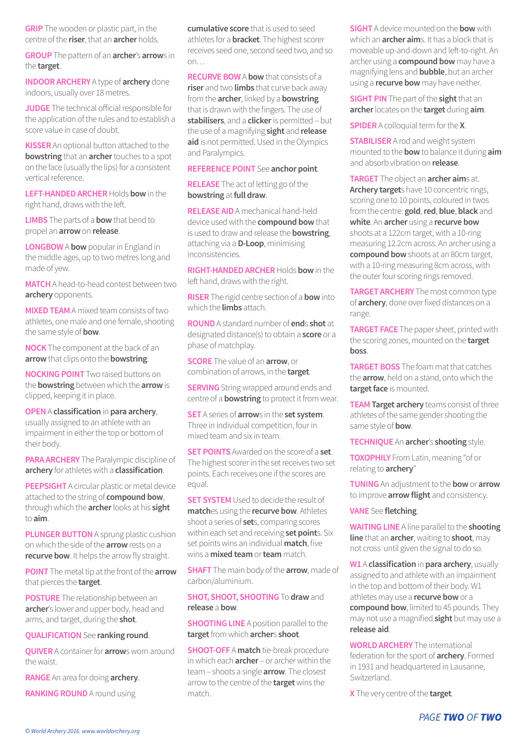**GRIP** The wooden or plastic part, in the centre of the **riser**, that an **archer** holds.

**GROUP** The pattern of an **archer**'s **arrows** in the **target**.

**INDOOR ARCHERY** A type of **archery** done indoors, usually over 18 metres.

**JUDGE** The technical official responsible for the application of the rules and to establish a score value in case of doubt.

**KISSER** An optional button attached to the **bowstring** that an **archer** touches to a spot on the face (usually the lips) for a consistent vertical reference.

**LEFT-HANDED ARCHER** Holds **bow** in the right hand, draws with the left.

**LIMBS** The parts of a **bow** that bend to propel an **arrow** on **release**.

**LONGBOW** A **bow** popular in England in the middle ages, up to two metres long and made of yew.

**MATCH** A head-to-head contest between two **archery** opponents.

**MIXED TEAM** A mixed team consists of two athletes, one male and one female, shooting the same style of **bow**.

**NOCK** The component at the back of an **arrow** that clips onto the **bowstring**.

**NOCKING POINT** Two raised buttons on the **bowstring** between which the **arrow** is clipped, keeping it in place.

**OPEN** A **classification** in **para archery**, usually assigned to an athlete with an impairment in either the top or bottom of their body.

**PARA ARCHERY** The Paralympic discipline of **archery** for athletes with a **classification**.

**PEEPSIGHT** A circular plastic or metal device attached to the string of **compound bow**, through which the **archer** looks at his **sight** to **aim**.

**PLUNGER BUTTON** A sprung plastic cushion on which the side of the **arrow** rests on a **recurve bow**. It helps the arrow fly straight.

**POINT** The metal tip at the front of the **arrow** that pierces the **target**.

**POSTURE** The relationship between an **archer**'s lower and upper body, head and arms, and target, during the **shot**.

**QUALIFICATION** See **ranking round**.

**QUIVER** A container for **arrows** worn around the waist.

**RANGE** An area for doing **archery**.

**RANKING ROUND** A round using **cumulative score** that is used to seed athletes for a **bracket**. The highest scorer receives seed one, second seed two, and so on…

**RECURVE BOW** A **bow** that consists of a **riser** and two **limbs** that curve back away from the **archer**, linked by a **bowstring** that is drawn with the fingers. The use of **stabilisers**, and a **clicker** is permitted – but the use of a magnifying **sight** and **release aid** is not permitted. Used in the Olympics and Paralympics.

**REFERENCE POINT** See **anchor point**.

**RELEASE** The act of letting go of the **bowstring** at **full draw**.

**RELEASE AID** A mechanical hand-held device used with the **compound bow** that is used to draw and release the **bowstring**, attaching via a **D-Loop**, minimising inconsistencies.

**RIGHT-HANDED ARCHER** Holds **bow** in the left hand, draws with the right.

**RISER** The rigid centre section of a **bow** into which the **limbs** attach.

**ROUND** A standard number of **ends shot** at designated distance(s) to obtain a **score** or a phase of matchplay.

**SCORE** The value of an **arrow**, or combination of arrows, in the **target**.

**SERVING** String wrapped around ends and centre of a **bowstring** to protect it from wear.

**SET** A series of **arrows** in the **set system**. Three in individual competition, four in mixed team and six in team.

**SET POINTS** Awarded on the score of a **set**. The highest scorer in the set receives two set points. Each receives one if the scores are equal.

**SET SYSTEM** Used to decide the result of **matches** using the **recurve bow**. Athletes shoot a series of **sets**, comparing scores within each set and receiving **set points**. Six set points wins an individual **match**, five wins a **mixed team** or **team** match.

**SHAFT** The main body of the **arrow**, made of carbon/aluminium.

**SHOT, SHOOT, SHOOTING** To **draw** and **release** a **bow**.

**SHOOTING LINE** A position parallel to the **target** from which **archers shoot**.

**SHOOT-OFF** A **match** tie-break procedure in which each **archer** – or archer within the team – shoots a single **arrow**. The closest arrow to the centre of the **target** wins the match.

**SIGHT** A device mounted on the **bow** with which an **archer aims**. It has a block that is moveable up-and-down and left-to-right. An archer using a **compound bow** may have a magnifying lens and **bubble**, but an archer using a **recurve bow** may have neither.

**SIGHT PIN** The part of the **sight** that an **archer** locates on the **target** during **aim**.

**SPIDER** A colloquial term for the **X**.

**STABILISER** A rod and weight system mounted to the **bow** to balance it during **aim** and absorb vibration on **release**.

**TARGET** The object an **archer aims** at. **Archery targets** have 10 concentric rings, scoring one to 10 points, coloured in twos from the centre: **gold**, **red**, **blue**, **black** and **white**. An **archer** using a **recurve bow** shoots at a 122cm target, with a 10-ring measuring 12.2cm across. An archer using a **compound bow** shoots at an 80cm target, with a 10-ring measuring 8cm across, with the outer four scoring rings removed.

**TARGET ARCHERY** The most common type of **archery**, done over fixed distances on a range.

**TARGET FACE** The paper sheet, printed with the scoring zones, mounted on the **target boss**.

**TARGET BOSS** The foam mat that catches the **arrow**, held on a stand, onto which the **target face** is mounted.

**TEAM** **Target archery** teams consist of three athletes of the same gender shooting the same style of **bow**.

**TECHNIQUE** An **archer**'s **shooting** style.

**TOXOPHILY** From Latin, meaning "of or relating to **archery**"

**TUNING** An adjustment to the **bow** or **arrow** to improve **arrow flight** and consistency.

**VANE** See **fletching**.

**WAITING LINE** A line parallel to the **shooting line** that an **archer**, waiting to **shoot**, may not cross until given the signal to do so.

**W1** A **classification** in **para archery**, usually assigned to and athlete with an impairment in the top and bottom of their body. W1 athletes may use a **recurve bow** or a **compound bow**, limited to 45 pounds. They may not use a magnified **sight** but may use a **release aid**.

**WORLD ARCHERY** The international federation for the sport of **archery**. Formed in 1931 and headquartered in Lausanne, Switzerland.

**X** The very centre of the **target**.

*© World Archery 2016. www.worldarchery.org*